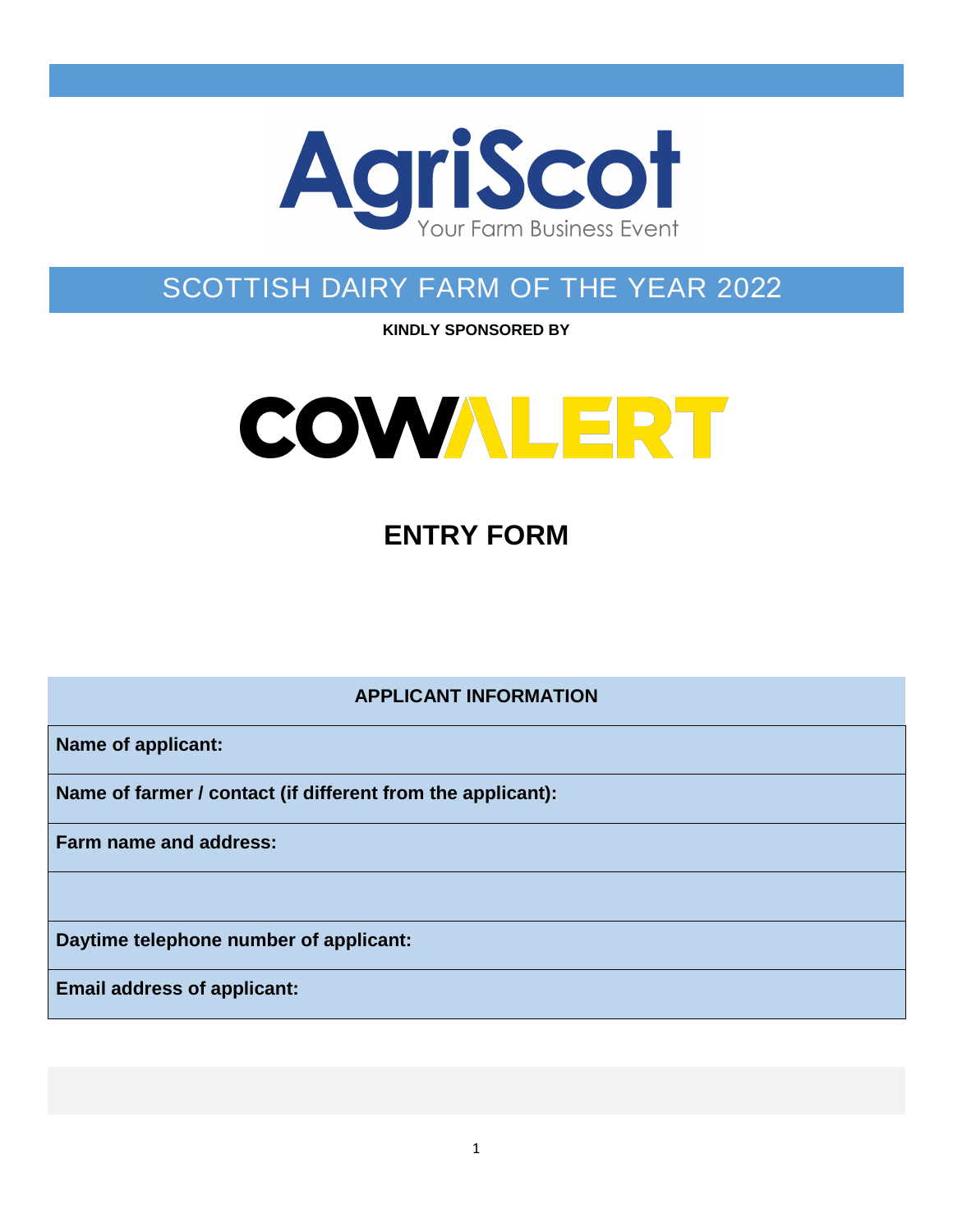AgriScot

Your Farm Business Event

# SCOTTISH DAIRY FARM OF THE YEAR 2022

**KINDLY SPONSORED BY**

COWALERT

## ENTRY FORM

| APPLICANT INFORMATION |
|---|
| **Name of applicant:** |
| **Name of farmer / contact (if different from the applicant):** |
| **Farm name and address:** |
| |
| **Daytime telephone number of applicant:** |
| **Email address of applicant:** |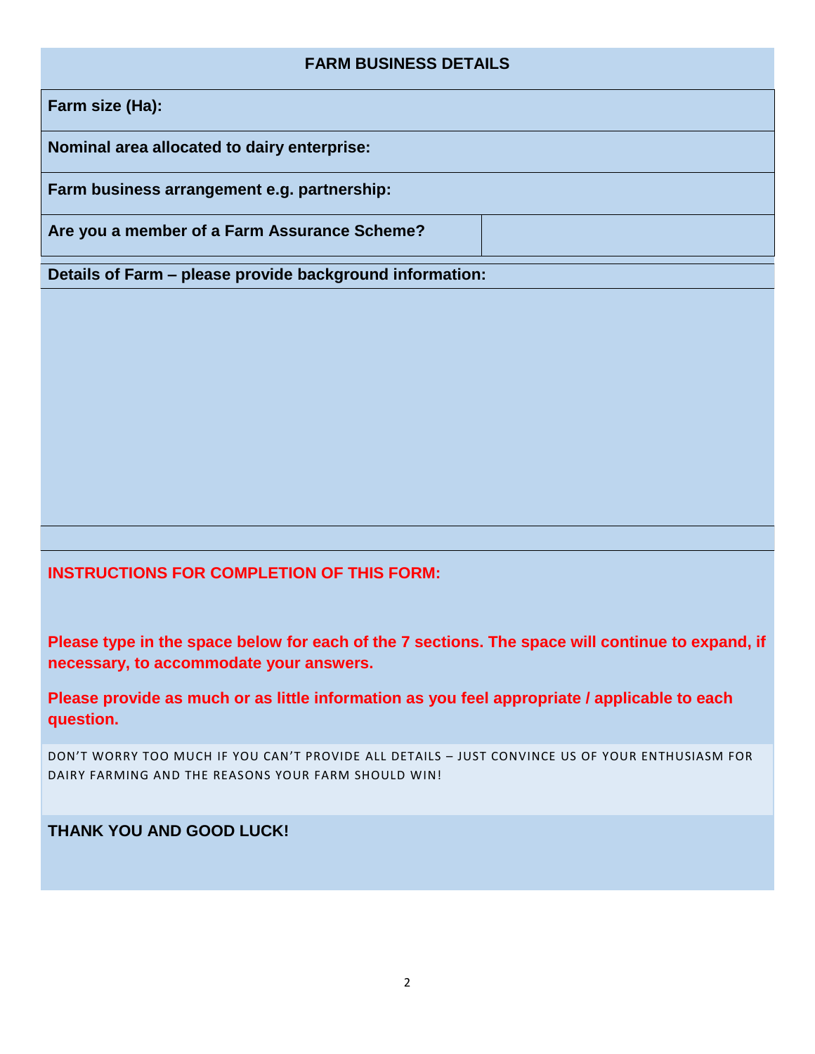## FARM BUSINESS DETAILS

**Farm size (Ha):**

**Nominal area allocated to dairy enterprise:**

**Farm business arrangement e.g. partnership:**

| **Are you a member of a Farm Assurance Scheme?** | |
|---|---|

**Details of Farm – please provide background information:**

**INSTRUCTIONS FOR COMPLETION OF THIS FORM:**

**Please type in the space below for each of the 7 sections. The space will continue to expand, if necessary, to accommodate your answers.**

**Please provide as much or as little information as you feel appropriate / applicable to each question.**

DON'T WORRY TOO MUCH IF YOU CAN'T PROVIDE ALL DETAILS – JUST CONVINCE US OF YOUR ENTHUSIASM FOR DAIRY FARMING AND THE REASONS YOUR FARM SHOULD WIN!

**THANK YOU AND GOOD LUCK!**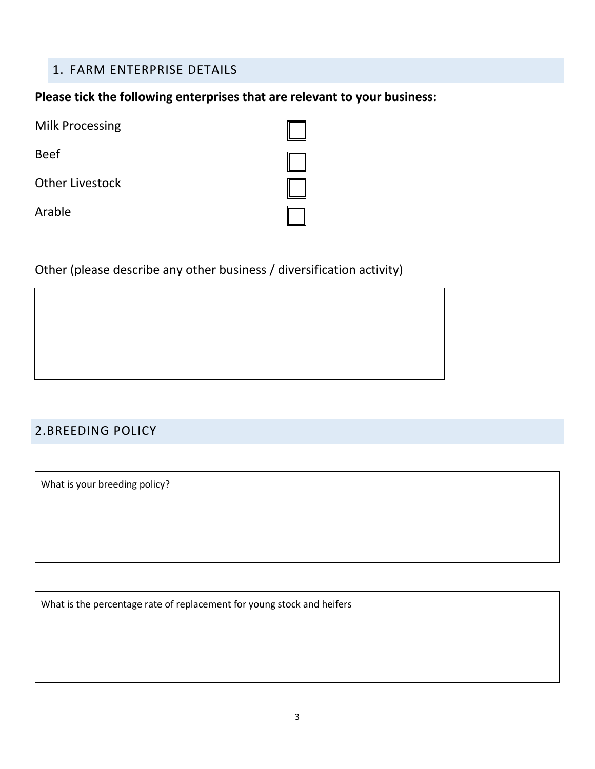## 1. FARM ENTERPRISE DETAILS

**Please tick the following enterprises that are relevant to your business:**

- [ ] Milk Processing
- [ ] Beef
- [ ] Other Livestock
- [ ] Arable

Other (please describe any other business / diversification activity)

| |
|---|
| |

## 2.BREEDING POLICY

| What is your breeding policy? |
|---|
| |

| What is the percentage rate of replacement for young stock and heifers |
|---|
| |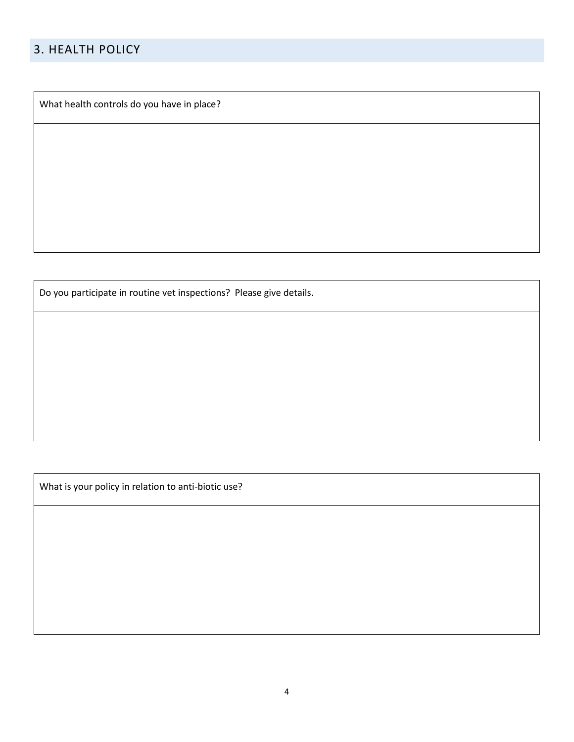## 3. HEALTH POLICY

| What health controls do you have in place? |
| --- |
| |

| Do you participate in routine vet inspections?  Please give details. |
| --- |
| |

| What is your policy in relation to anti-biotic use? |
| --- |
| |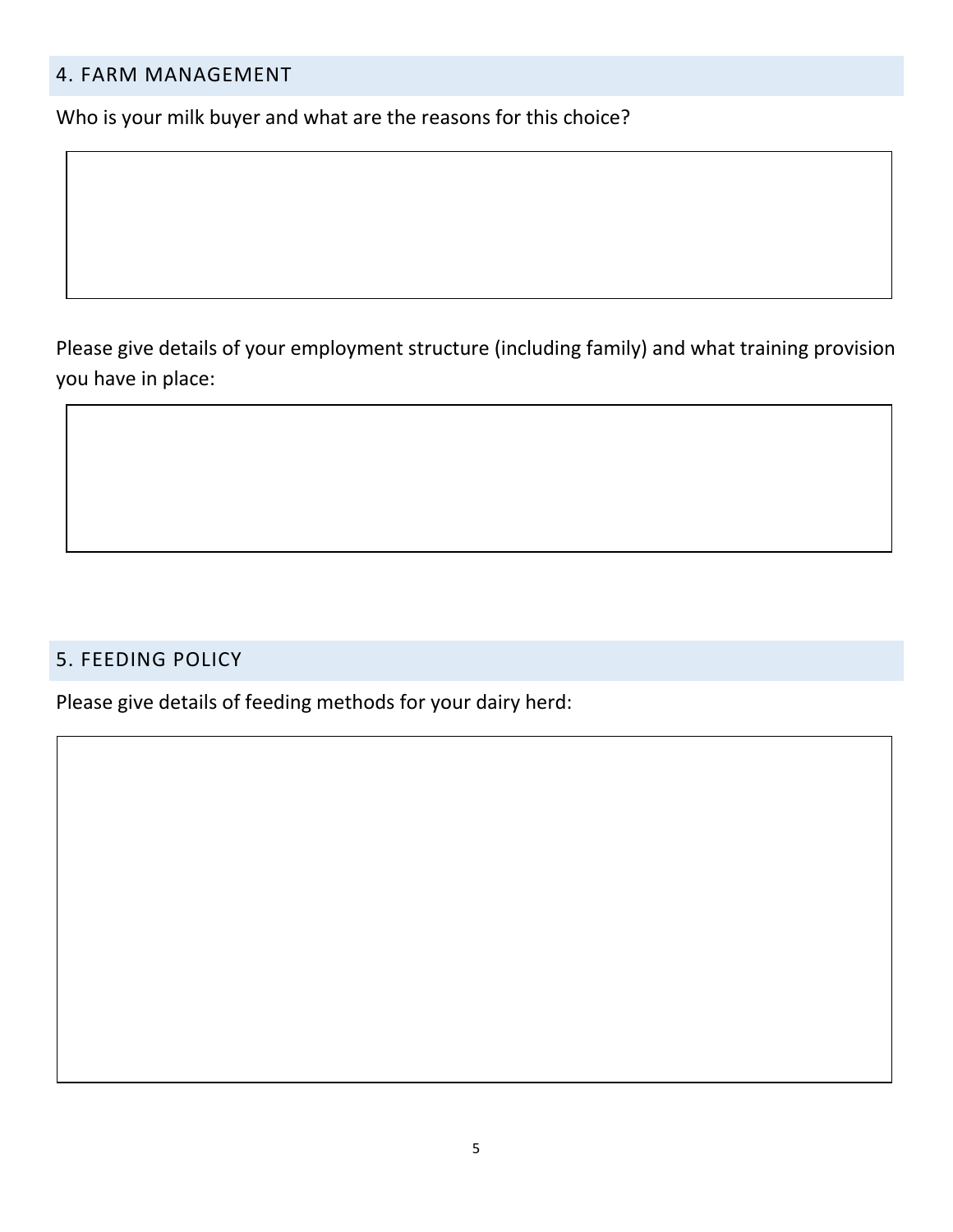## 4. FARM MANAGEMENT

Who is your milk buyer and what are the reasons for this choice?

Please give details of your employment structure (including family) and what training provision you have in place:

## 5. FEEDING POLICY

Please give details of feeding methods for your dairy herd: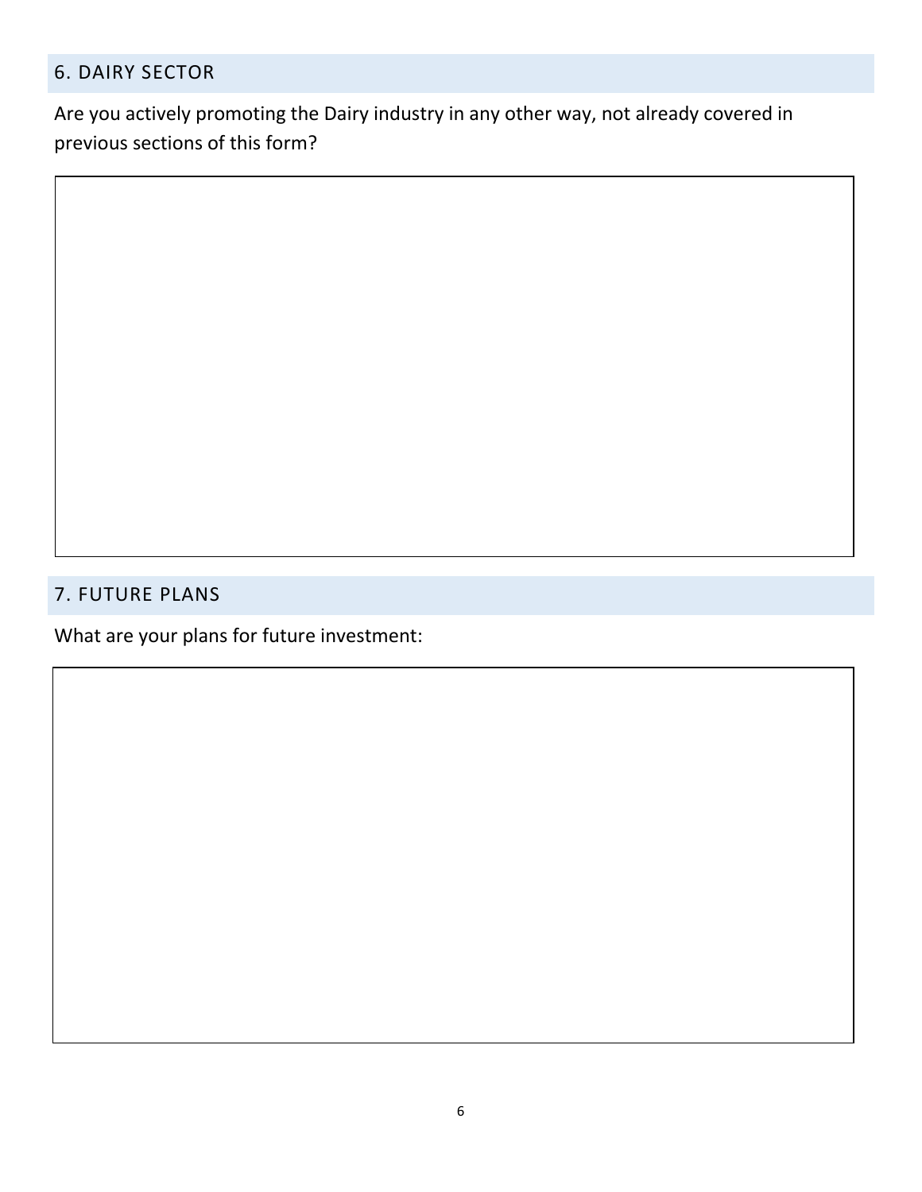## 6. DAIRY SECTOR

Are you actively promoting the Dairy industry in any other way, not already covered in previous sections of this form?

## 7. FUTURE PLANS

What are your plans for future investment: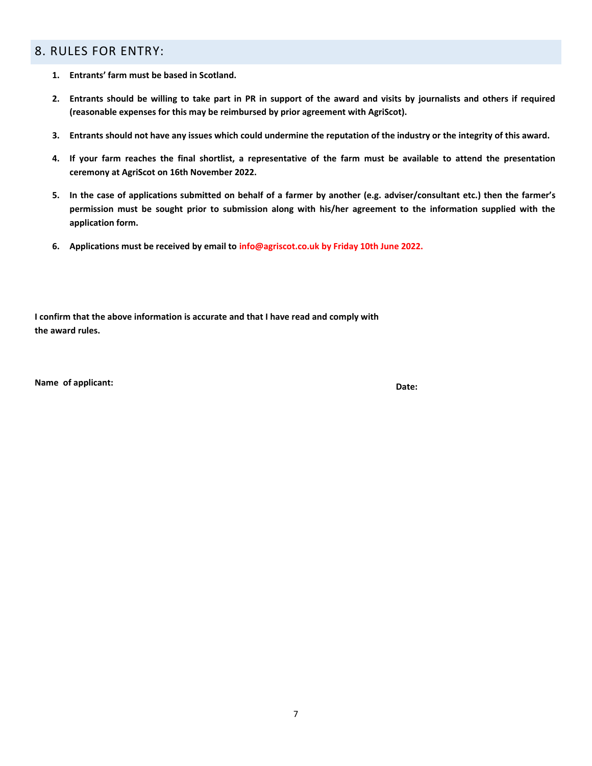## 8. RULES FOR ENTRY:

1. **Entrants' farm must be based in Scotland.**
2. **Entrants should be willing to take part in PR in support of the award and visits by journalists and others if required (reasonable expenses for this may be reimbursed by prior agreement with AgriScot).**
3. **Entrants should not have any issues which could undermine the reputation of the industry or the integrity of this award.**
4. **If your farm reaches the final shortlist, a representative of the farm must be available to attend the presentation ceremony at AgriScot on 16th November 2022.**
5. **In the case of applications submitted on behalf of a farmer by another (e.g. adviser/consultant etc.) then the farmer's permission must be sought prior to submission along with his/her agreement to the information supplied with the application form.**
6. **Applications must be received by email to info@agriscot.co.uk by Friday 10th June 2022.**

**I confirm that the above information is accurate and that I have read and comply with the award rules.**

**Name of applicant:**

**Date:**